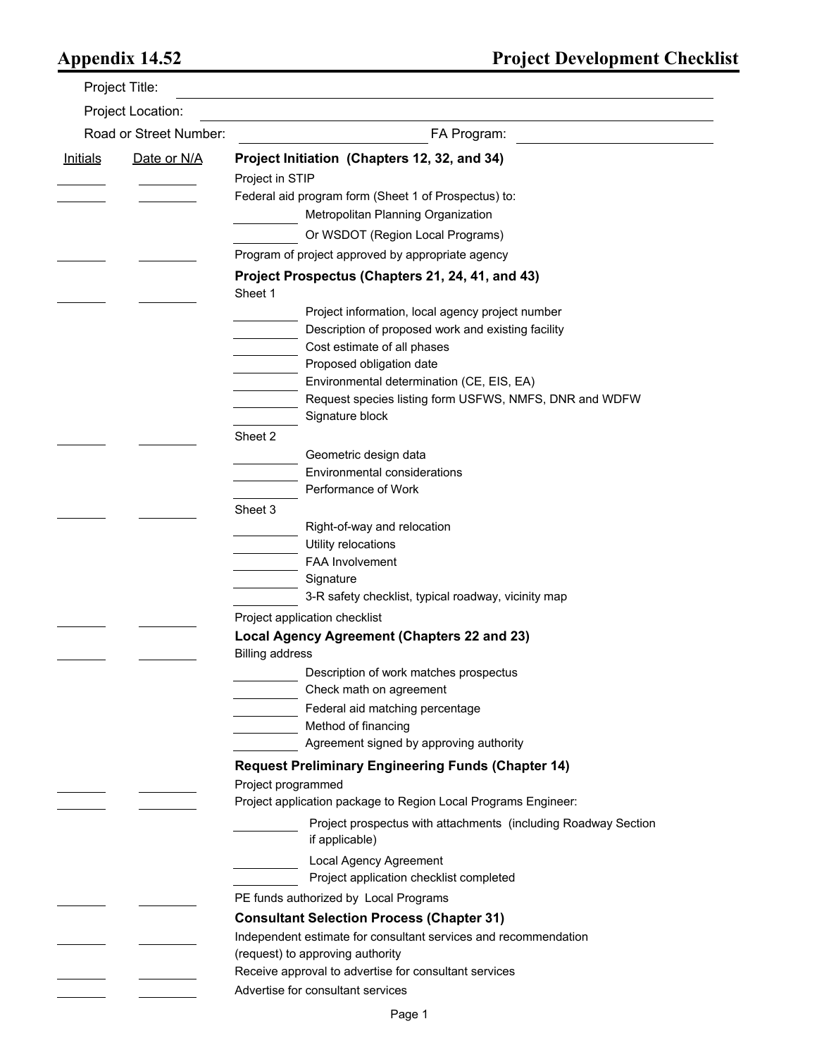# Appendix 14.52 — Project Development Checklist

Project Title: ____________________

Project Location: ____________________

Road or Street Number: ____________________ FA Program: ____________________

| Initials | Date or N/A | |
|---|---|---|
| | | **Project Initiation (Chapters 12, 32, and 34)** |
| ____ | ____ | Project in STIP |
| ____ | ____ | Federal aid program form (Sheet 1 of Prospectus) to: |
| | | ____ Metropolitan Planning Organization |
| | | ____ Or WSDOT (Region Local Programs) |
| ____ | ____ | Program of project approved by appropriate agency |
| | | **Project Prospectus (Chapters 21, 24, 41, and 43)** |
| ____ | ____ | Sheet 1 |
| | | ____ Project information, local agency project number |
| | | ____ Description of proposed work and existing facility |
| | | ____ Cost estimate of all phases |
| | | ____ Proposed obligation date |
| | | ____ Environmental determination (CE, EIS, EA) |
| | | ____ Request species listing form USFWS, NMFS, DNR and WDFW |
| | | ____ Signature block |
| ____ | ____ | Sheet 2 |
| | | ____ Geometric design data |
| | | ____ Environmental considerations |
| | | ____ Performance of Work |
| ____ | ____ | Sheet 3 |
| | | ____ Right-of-way and relocation |
| | | ____ Utility relocations |
| | | ____ FAA Involvement |
| | | ____ Signature |
| | | ____ 3-R safety checklist, typical roadway, vicinity map |
| ____ | ____ | Project application checklist |
| | | **Local Agency Agreement (Chapters 22 and 23)** |
| ____ | ____ | Billing address |
| | | ____ Description of work matches prospectus |
| | | ____ Check math on agreement |
| | | ____ Federal aid matching percentage |
| | | ____ Method of financing |
| | | ____ Agreement signed by approving authority |
| | | **Request Preliminary Engineering Funds (Chapter 14)** |
| ____ | ____ | Project programmed |
| ____ | ____ | Project application package to Region Local Programs Engineer: |
| | | ____ Project prospectus with attachments (including Roadway Section if applicable) |
| | | ____ Local Agency Agreement |
| | | ____ Project application checklist completed |
| ____ | ____ | PE funds authorized by Local Programs |
| | | **Consultant Selection Process (Chapter 31)** |
| ____ | ____ | Independent estimate for consultant services and recommendation (request) to approving authority |
| ____ | ____ | Receive approval to advertise for consultant services |
| ____ | ____ | Advertise for consultant services |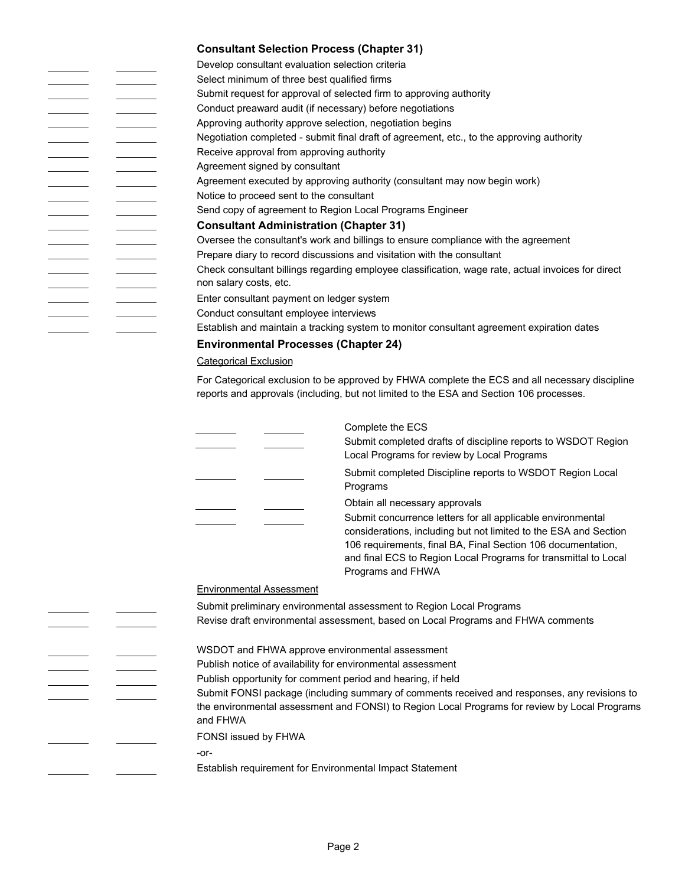### Consultant Selection Process (Chapter 31)

- Develop consultant evaluation selection criteria
- Select minimum of three best qualified firms
- Submit request for approval of selected firm to approving authority
- Conduct preaward audit (if necessary) before negotiations
- Approving authority approve selection, negotiation begins
- Negotiation completed - submit final draft of agreement, etc., to the approving authority
- Receive approval from approving authority
- Agreement signed by consultant
- Agreement executed by approving authority (consultant may now begin work)
- Notice to proceed sent to the consultant
- Send copy of agreement to Region Local Programs Engineer

### Consultant Administration (Chapter 31)

- Oversee the consultant's work and billings to ensure compliance with the agreement
- Prepare diary to record discussions and visitation with the consultant
- Check consultant billings regarding employee classification, wage rate, actual invoices for direct non salary costs, etc.
- Enter consultant payment on ledger system
- Conduct consultant employee interviews
- Establish and maintain a tracking system to monitor consultant agreement expiration dates

### Environmental Processes (Chapter 24)

Categorical Exclusion

For Categorical exclusion to be approved by FHWA complete the ECS and all necessary discipline reports and approvals (including, but not limited to the ESA and Section 106 processes.

- Complete the ECS
- Submit completed drafts of discipline reports to WSDOT Region Local Programs for review by Local Programs
- Submit completed Discipline reports to WSDOT Region Local Programs
- Obtain all necessary approvals
- Submit concurrence letters for all applicable environmental considerations, including but not limited to the ESA and Section 106 requirements, final BA, Final Section 106 documentation, and final ECS to Region Local Programs for transmittal to Local Programs and FHWA

Environmental Assessment

- Submit preliminary environmental assessment to Region Local Programs
- Revise draft environmental assessment, based on Local Programs and FHWA comments
- WSDOT and FHWA approve environmental assessment
- Publish notice of availability for environmental assessment
- Publish opportunity for comment period and hearing, if held
- Submit FONSI package (including summary of comments received and responses, any revisions to the environmental assessment and FONSI) to Region Local Programs for review by Local Programs and FHWA
- FONSI issued by FHWA

-or-

- Establish requirement for Environmental Impact Statement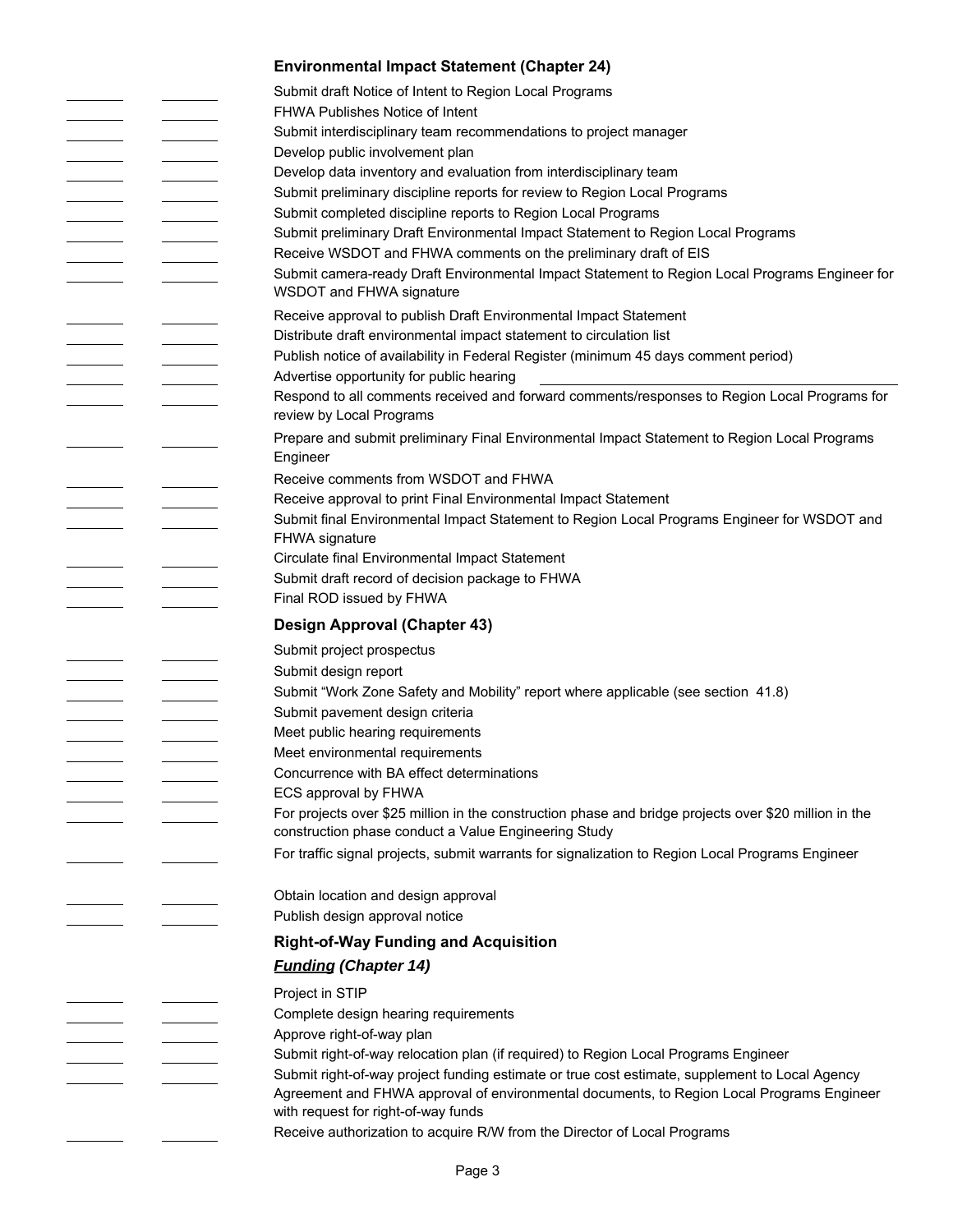### Environmental Impact Statement (Chapter 24)

- Submit draft Notice of Intent to Region Local Programs
- FHWA Publishes Notice of Intent
- Submit interdisciplinary team recommendations to project manager
- Develop public involvement plan
- Develop data inventory and evaluation from interdisciplinary team
- Submit preliminary discipline reports for review to Region Local Programs
- Submit completed discipline reports to Region Local Programs
- Submit preliminary Draft Environmental Impact Statement to Region Local Programs
- Receive WSDOT and FHWA comments on the preliminary draft of EIS
- Submit camera-ready Draft Environmental Impact Statement to Region Local Programs Engineer for WSDOT and FHWA signature
- Receive approval to publish Draft Environmental Impact Statement
- Distribute draft environmental impact statement to circulation list
- Publish notice of availability in Federal Register (minimum 45 days comment period)
- Advertise opportunity for public hearing ______________________
- Respond to all comments received and forward comments/responses to Region Local Programs for review by Local Programs
- Prepare and submit preliminary Final Environmental Impact Statement to Region Local Programs Engineer
- Receive comments from WSDOT and FHWA
- Receive approval to print Final Environmental Impact Statement
- Submit final Environmental Impact Statement to Region Local Programs Engineer for WSDOT and FHWA signature
- Circulate final Environmental Impact Statement
- Submit draft record of decision package to FHWA
- Final ROD issued by FHWA

### Design Approval (Chapter 43)

- Submit project prospectus
- Submit design report
- Submit "Work Zone Safety and Mobility" report where applicable (see section 41.8)
- Submit pavement design criteria
- Meet public hearing requirements
- Meet environmental requirements
- Concurrence with BA effect determinations
- ECS approval by FHWA
- For projects over $25 million in the construction phase and bridge projects over $20 million in the construction phase conduct a Value Engineering Study
- For traffic signal projects, submit warrants for signalization to Region Local Programs Engineer
- Obtain location and design approval
- Publish design approval notice

### Right-of-Way Funding and Acquisition

#### ***Funding*** *(Chapter 14)*

- Project in STIP
- Complete design hearing requirements
- Approve right-of-way plan
- Submit right-of-way relocation plan (if required) to Region Local Programs Engineer
- Submit right-of-way project funding estimate or true cost estimate, supplement to Local Agency Agreement and FHWA approval of environmental documents, to Region Local Programs Engineer with request for right-of-way funds
- Receive authorization to acquire R/W from the Director of Local Programs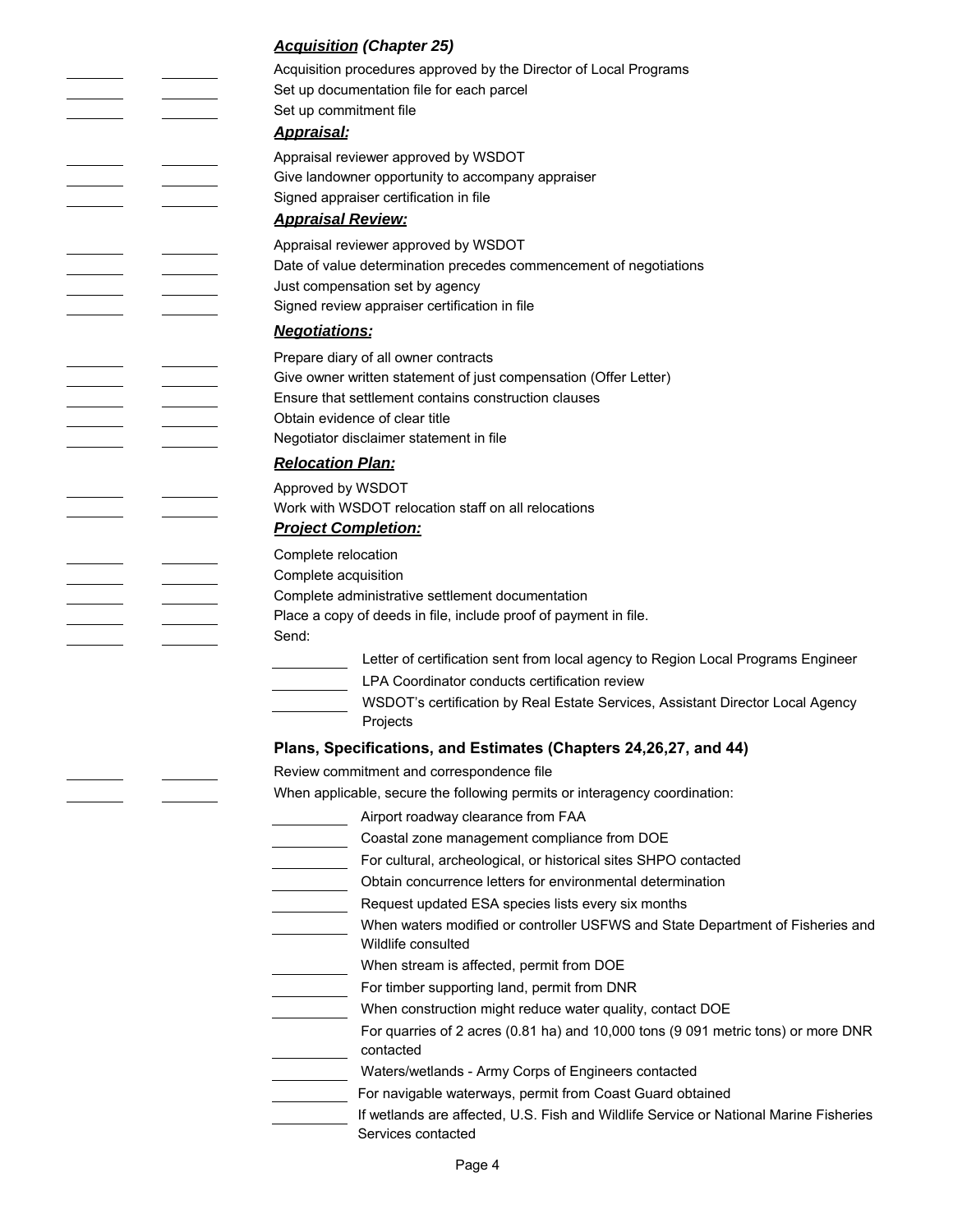### ***Acquisition*** *(Chapter 25)*

- \_\_\_\_\_\_\_ \_\_\_\_\_\_\_ Acquisition procedures approved by the Director of Local Programs
- \_\_\_\_\_\_\_ \_\_\_\_\_\_\_ Set up documentation file for each parcel
- \_\_\_\_\_\_\_ \_\_\_\_\_\_\_ Set up commitment file

### ***Appraisal:***

- \_\_\_\_\_\_\_ \_\_\_\_\_\_\_ Appraisal reviewer approved by WSDOT
- \_\_\_\_\_\_\_ \_\_\_\_\_\_\_ Give landowner opportunity to accompany appraiser
- \_\_\_\_\_\_\_ \_\_\_\_\_\_\_ Signed appraiser certification in file

### ***Appraisal Review:***

- \_\_\_\_\_\_\_ \_\_\_\_\_\_\_ Appraisal reviewer approved by WSDOT
- \_\_\_\_\_\_\_ \_\_\_\_\_\_\_ Date of value determination precedes commencement of negotiations
- \_\_\_\_\_\_\_ \_\_\_\_\_\_\_ Just compensation set by agency
- \_\_\_\_\_\_\_ \_\_\_\_\_\_\_ Signed review appraiser certification in file

### ***Negotiations:***

- \_\_\_\_\_\_\_ \_\_\_\_\_\_\_ Prepare diary of all owner contracts
- \_\_\_\_\_\_\_ \_\_\_\_\_\_\_ Give owner written statement of just compensation (Offer Letter)
- \_\_\_\_\_\_\_ \_\_\_\_\_\_\_ Ensure that settlement contains construction clauses
- \_\_\_\_\_\_\_ \_\_\_\_\_\_\_ Obtain evidence of clear title
- \_\_\_\_\_\_\_ \_\_\_\_\_\_\_ Negotiator disclaimer statement in file

### ***Relocation Plan:***

- \_\_\_\_\_\_\_ \_\_\_\_\_\_\_ Approved by WSDOT
- \_\_\_\_\_\_\_ \_\_\_\_\_\_\_ Work with WSDOT relocation staff on all relocations

### ***Project Completion:***

- \_\_\_\_\_\_\_ \_\_\_\_\_\_\_ Complete relocation
- \_\_\_\_\_\_\_ \_\_\_\_\_\_\_ Complete acquisition
- \_\_\_\_\_\_\_ \_\_\_\_\_\_\_ Complete administrative settlement documentation
- \_\_\_\_\_\_\_ \_\_\_\_\_\_\_ Place a copy of deeds in file, include proof of payment in file.
- \_\_\_\_\_\_\_ \_\_\_\_\_\_\_ Send:
  - \_\_\_\_\_\_\_ Letter of certification sent from local agency to Region Local Programs Engineer
  - \_\_\_\_\_\_\_ LPA Coordinator conducts certification review
  - \_\_\_\_\_\_\_ WSDOT's certification by Real Estate Services, Assistant Director Local Agency Projects

### **Plans, Specifications, and Estimates (Chapters 24,26,27, and 44)**

- \_\_\_\_\_\_\_ \_\_\_\_\_\_\_ Review commitment and correspondence file
- \_\_\_\_\_\_\_ \_\_\_\_\_\_\_ When applicable, secure the following permits or interagency coordination:
  - \_\_\_\_\_\_\_ Airport roadway clearance from FAA
  - \_\_\_\_\_\_\_ Coastal zone management compliance from DOE
  - \_\_\_\_\_\_\_ For cultural, archeological, or historical sites SHPO contacted
  - \_\_\_\_\_\_\_ Obtain concurrence letters for environmental determination
  - \_\_\_\_\_\_\_ Request updated ESA species lists every six months
  - \_\_\_\_\_\_\_ When waters modified or controller USFWS and State Department of Fisheries and Wildlife consulted
  - \_\_\_\_\_\_\_ When stream is affected, permit from DOE
  - \_\_\_\_\_\_\_ For timber supporting land, permit from DNR
  - \_\_\_\_\_\_\_ When construction might reduce water quality, contact DOE
  - \_\_\_\_\_\_\_ For quarries of 2 acres (0.81 ha) and 10,000 tons (9 091 metric tons) or more DNR contacted
  - \_\_\_\_\_\_\_ Waters/wetlands - Army Corps of Engineers contacted
  - \_\_\_\_\_\_\_ For navigable waterways, permit from Coast Guard obtained
  - \_\_\_\_\_\_\_ If wetlands are affected, U.S. Fish and Wildlife Service or National Marine Fisheries Services contacted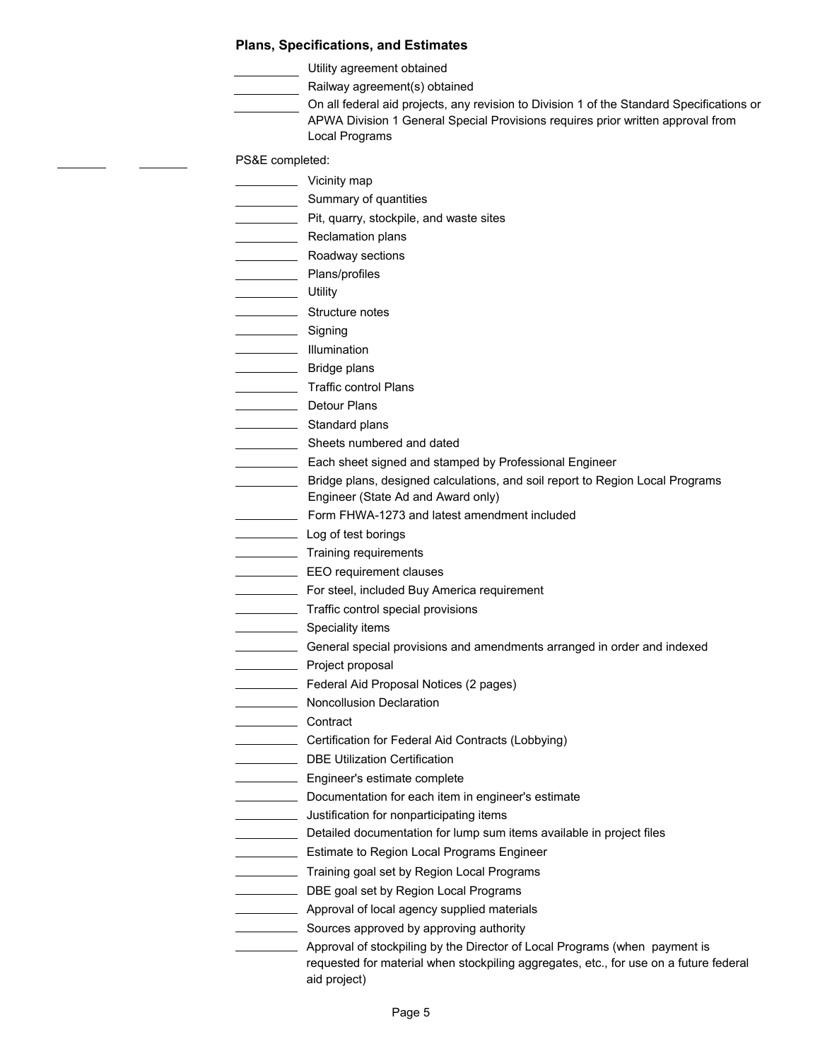### Plans, Specifications, and Estimates

- ______ Utility agreement obtained
- ______ Railway agreement(s) obtained
- ______ On all federal aid projects, any revision to Division 1 of the Standard Specifications or APWA Division 1 General Special Provisions requires prior written approval from Local Programs

______ ______ PS&E completed:

- ______ Vicinity map
- ______ Summary of quantities
- ______ Pit, quarry, stockpile, and waste sites
- ______ Reclamation plans
- ______ Roadway sections
- ______ Plans/profiles
- ______ Utility
- ______ Structure notes
- ______ Signing
- ______ Illumination
- ______ Bridge plans
- ______ Traffic control Plans
- ______ Detour Plans
- ______ Standard plans
- ______ Sheets numbered and dated
- ______ Each sheet signed and stamped by Professional Engineer
- ______ Bridge plans, designed calculations, and soil report to Region Local Programs Engineer (State Ad and Award only)
- ______ Form FHWA-1273 and latest amendment included
- ______ Log of test borings
- ______ Training requirements
- ______ EEO requirement clauses
- ______ For steel, included Buy America requirement
- ______ Traffic control special provisions
- ______ Speciality items
- ______ General special provisions and amendments arranged in order and indexed
- ______ Project proposal
- ______ Federal Aid Proposal Notices (2 pages)
- ______ Noncollusion Declaration
- ______ Contract
- ______ Certification for Federal Aid Contracts (Lobbying)
- ______ DBE Utilization Certification
- ______ Engineer's estimate complete
- ______ Documentation for each item in engineer's estimate
- ______ Justification for nonparticipating items
- ______ Detailed documentation for lump sum items available in project files
- ______ Estimate to Region Local Programs Engineer
- ______ Training goal set by Region Local Programs
- ______ DBE goal set by Region Local Programs
- ______ Approval of local agency supplied materials
- ______ Sources approved by approving authority
- ______ Approval of stockpiling by the Director of Local Programs (when payment is requested for material when stockpiling aggregates, etc., for use on a future federal aid project)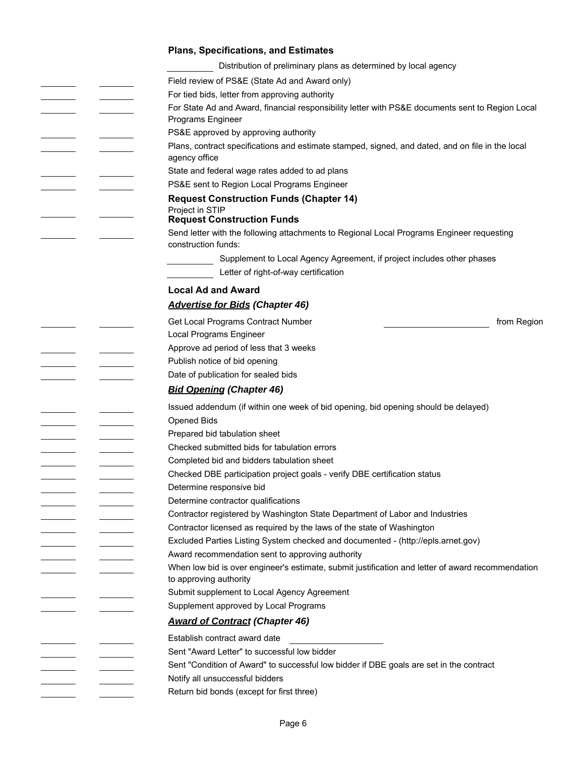### Plans, Specifications, and Estimates

- ________ Distribution of preliminary plans as determined by local agency

| | | |
|---|---|---|
| ______ | ______ | Field review of PS&E (State Ad and Award only) |
| ______ | ______ | For tied bids, letter from approving authority |
| ______ | ______ | For State Ad and Award, financial responsibility letter with PS&E documents sent to Region Local Programs Engineer |
| ______ | ______ | PS&E approved by approving authority |
| ______ | ______ | Plans, contract specifications and estimate stamped, signed, and dated, and on file in the local agency office |
| ______ | ______ | State and federal wage rates added to ad plans |
| ______ | ______ | PS&E sent to Region Local Programs Engineer |

### Request Construction Funds (Chapter 14)

| | | |
|---|---|---|
| ______ | ______ | Project in STIP |

### Request Construction Funds

| | | |
|---|---|---|
| ______ | ______ | Send letter with the following attachments to Regional Local Programs Engineer requesting construction funds: |

- ________ Supplement to Local Agency Agreement, if project includes other phases
- ________ Letter of right-of-way certification

### Local Ad and Award

#### ***Advertise for Bids*** *(Chapter 46)*

| | | |
|---|---|---|
| ______ | ______ | Get Local Programs Contract Number ____________ from Region Local Programs Engineer |
| ______ | ______ | Approve ad period of less that 3 weeks |
| ______ | ______ | Publish notice of bid opening |
| ______ | ______ | Date of publication for sealed bids |

#### ***Bid Opening*** *(Chapter 46)*

| | | |
|---|---|---|
| ______ | ______ | Issued addendum (if within one week of bid opening, bid opening should be delayed) |
| ______ | ______ | Opened Bids |
| ______ | ______ | Prepared bid tabulation sheet |
| ______ | ______ | Checked submitted bids for tabulation errors |
| ______ | ______ | Completed bid and bidders tabulation sheet |
| ______ | ______ | Checked DBE participation project goals - verify DBE certification status |
| ______ | ______ | Determine responsive bid |
| ______ | ______ | Determine contractor qualifications |
| ______ | ______ | Contractor registered by Washington State Department of Labor and Industries |
| ______ | ______ | Contractor licensed as required by the laws of the state of Washington |
| ______ | ______ | Excluded Parties Listing System checked and documented - (http://epls.arnet.gov) |
| ______ | ______ | Award recommendation sent to approving authority |
| ______ | ______ | When low bid is over engineer's estimate, submit justification and letter of award recommendation to approving authority |
| ______ | ______ | Submit supplement to Local Agency Agreement |
| ______ | ______ | Supplement approved by Local Programs |

#### ***Award of Contract*** *(Chapter 46)*

| | | |
|---|---|---|
| ______ | ______ | Establish contract award date ____________ |
| ______ | ______ | Sent "Award Letter" to successful low bidder |
| ______ | ______ | Sent "Condition of Award" to successful low bidder if DBE goals are set in the contract |
| ______ | ______ | Notify all unsuccessful bidders |
| ______ | ______ | Return bid bonds (except for first three) |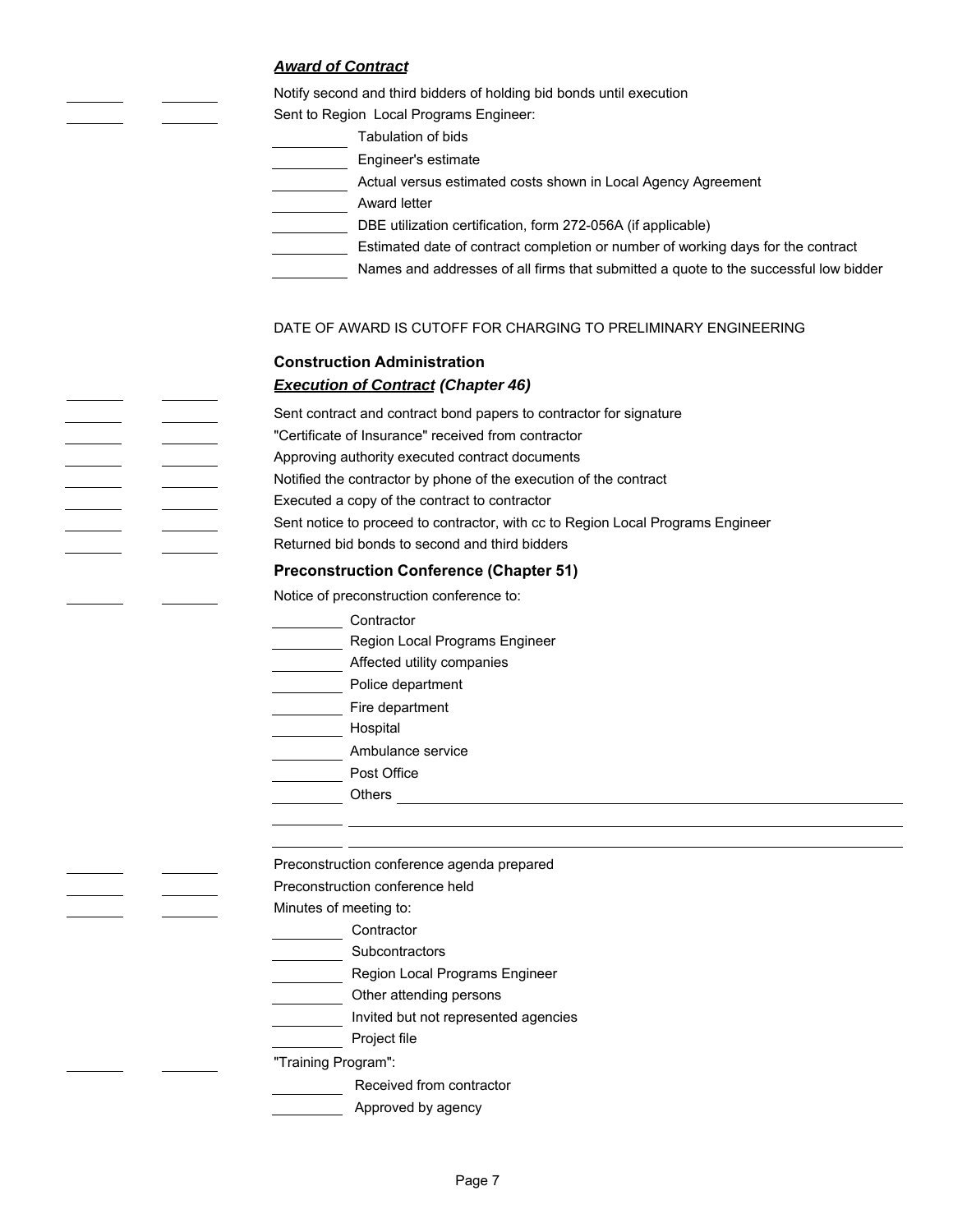### ***Award of Contract***

\_\_\_\_\_\_\_ \_\_\_\_\_\_\_ Notify second and third bidders of holding bid bonds until execution

\_\_\_\_\_\_\_ \_\_\_\_\_\_\_ Sent to Region Local Programs Engineer:

- \_\_\_\_\_\_\_ Tabulation of bids
- \_\_\_\_\_\_\_ Engineer's estimate
- \_\_\_\_\_\_\_ Actual versus estimated costs shown in Local Agency Agreement
- \_\_\_\_\_\_\_ Award letter
- \_\_\_\_\_\_\_ DBE utilization certification, form 272-056A (if applicable)
- \_\_\_\_\_\_\_ Estimated date of contract completion or number of working days for the contract
- \_\_\_\_\_\_\_ Names and addresses of all firms that submitted a quote to the successful low bidder

DATE OF AWARD IS CUTOFF FOR CHARGING TO PRELIMINARY ENGINEERING

## Construction Administration

### ***Execution of Contract*** *(Chapter 46)*

\_\_\_\_\_\_\_ \_\_\_\_\_\_\_ Sent contract and contract bond papers to contractor for signature

\_\_\_\_\_\_\_ \_\_\_\_\_\_\_ "Certificate of Insurance" received from contractor

\_\_\_\_\_\_\_ \_\_\_\_\_\_\_ Approving authority executed contract documents

\_\_\_\_\_\_\_ \_\_\_\_\_\_\_ Notified the contractor by phone of the execution of the contract

\_\_\_\_\_\_\_ \_\_\_\_\_\_\_ Executed a copy of the contract to contractor

\_\_\_\_\_\_\_ \_\_\_\_\_\_\_ Sent notice to proceed to contractor, with cc to Region Local Programs Engineer

\_\_\_\_\_\_\_ \_\_\_\_\_\_\_ Returned bid bonds to second and third bidders

### Preconstruction Conference (Chapter 51)

\_\_\_\_\_\_\_ \_\_\_\_\_\_\_ Notice of preconstruction conference to:

- \_\_\_\_\_\_\_ Contractor
- \_\_\_\_\_\_\_ Region Local Programs Engineer
- \_\_\_\_\_\_\_ Affected utility companies
- \_\_\_\_\_\_\_ Police department
- \_\_\_\_\_\_\_ Fire department
- \_\_\_\_\_\_\_ Hospital
- \_\_\_\_\_\_\_ Ambulance service
- \_\_\_\_\_\_\_ Post Office
- \_\_\_\_\_\_\_ Others \_\_\_\_\_\_\_\_\_\_\_\_\_\_\_\_\_\_\_\_\_\_\_\_\_\_\_\_\_\_
- \_\_\_\_\_\_\_ \_\_\_\_\_\_\_\_\_\_\_\_\_\_\_\_\_\_\_\_\_\_\_\_\_\_\_\_\_\_
- \_\_\_\_\_\_\_ \_\_\_\_\_\_\_\_\_\_\_\_\_\_\_\_\_\_\_\_\_\_\_\_\_\_\_\_\_\_

\_\_\_\_\_\_\_ \_\_\_\_\_\_\_ Preconstruction conference agenda prepared

\_\_\_\_\_\_\_ \_\_\_\_\_\_\_ Preconstruction conference held

\_\_\_\_\_\_\_ \_\_\_\_\_\_\_ Minutes of meeting to:

- \_\_\_\_\_\_\_ Contractor
- \_\_\_\_\_\_\_ Subcontractors
- \_\_\_\_\_\_\_ Region Local Programs Engineer
- \_\_\_\_\_\_\_ Other attending persons
- \_\_\_\_\_\_\_ Invited but not represented agencies
- \_\_\_\_\_\_\_ Project file

\_\_\_\_\_\_\_ \_\_\_\_\_\_\_ "Training Program":

- \_\_\_\_\_\_\_ Received from contractor
- \_\_\_\_\_\_\_ Approved by agency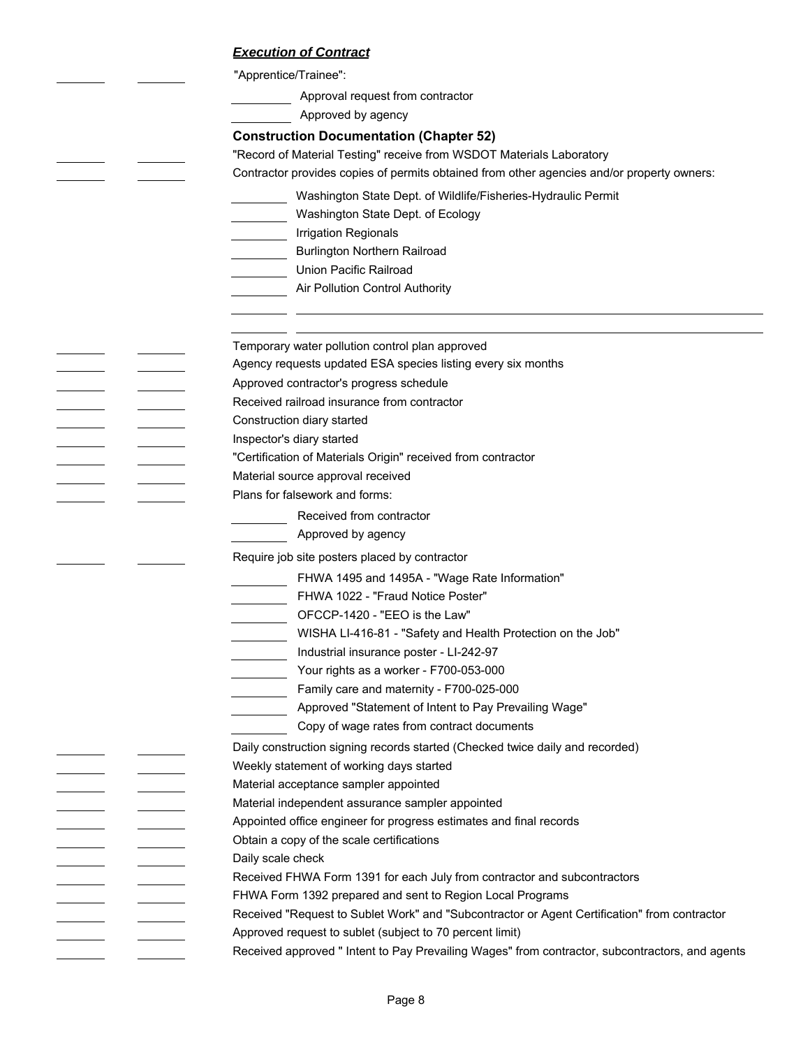***Execution of Contract***

"Apprentice/Trainee":

- Approval request from contractor
- Approved by agency

**Construction Documentation (Chapter 52)**

"Record of Material Testing" receive from WSDOT Materials Laboratory

Contractor provides copies of permits obtained from other agencies and/or property owners:

- Washington State Dept. of Wildlife/Fisheries-Hydraulic Permit
- Washington State Dept. of Ecology
- Irrigation Regionals
- Burlington Northern Railroad
- Union Pacific Railroad
- Air Pollution Control Authority

Temporary water pollution control plan approved

Agency requests updated ESA species listing every six months

Approved contractor's progress schedule

Received railroad insurance from contractor

Construction diary started

Inspector's diary started

"Certification of Materials Origin" received from contractor

Material source approval received

Plans for falsework and forms:

- Received from contractor
- Approved by agency

Require job site posters placed by contractor

- FHWA 1495 and 1495A - "Wage Rate Information"
- FHWA 1022 - "Fraud Notice Poster"
- OFCCP-1420 - "EEO is the Law"
- WISHA LI-416-81 - "Safety and Health Protection on the Job"
- Industrial insurance poster - LI-242-97
- Your rights as a worker - F700-053-000
- Family care and maternity - F700-025-000
- Approved "Statement of Intent to Pay Prevailing Wage"
- Copy of wage rates from contract documents

Daily construction signing records started (Checked twice daily and recorded)

Weekly statement of working days started

Material acceptance sampler appointed

Material independent assurance sampler appointed

Appointed office engineer for progress estimates and final records

Obtain a copy of the scale certifications

Daily scale check

Received FHWA Form 1391 for each July from contractor and subcontractors

FHWA Form 1392 prepared and sent to Region Local Programs

Received "Request to Sublet Work" and "Subcontractor or Agent Certification" from contractor

Approved request to sublet (subject to 70 percent limit)

Received approved " Intent to Pay Prevailing Wages" from contractor, subcontractors, and agents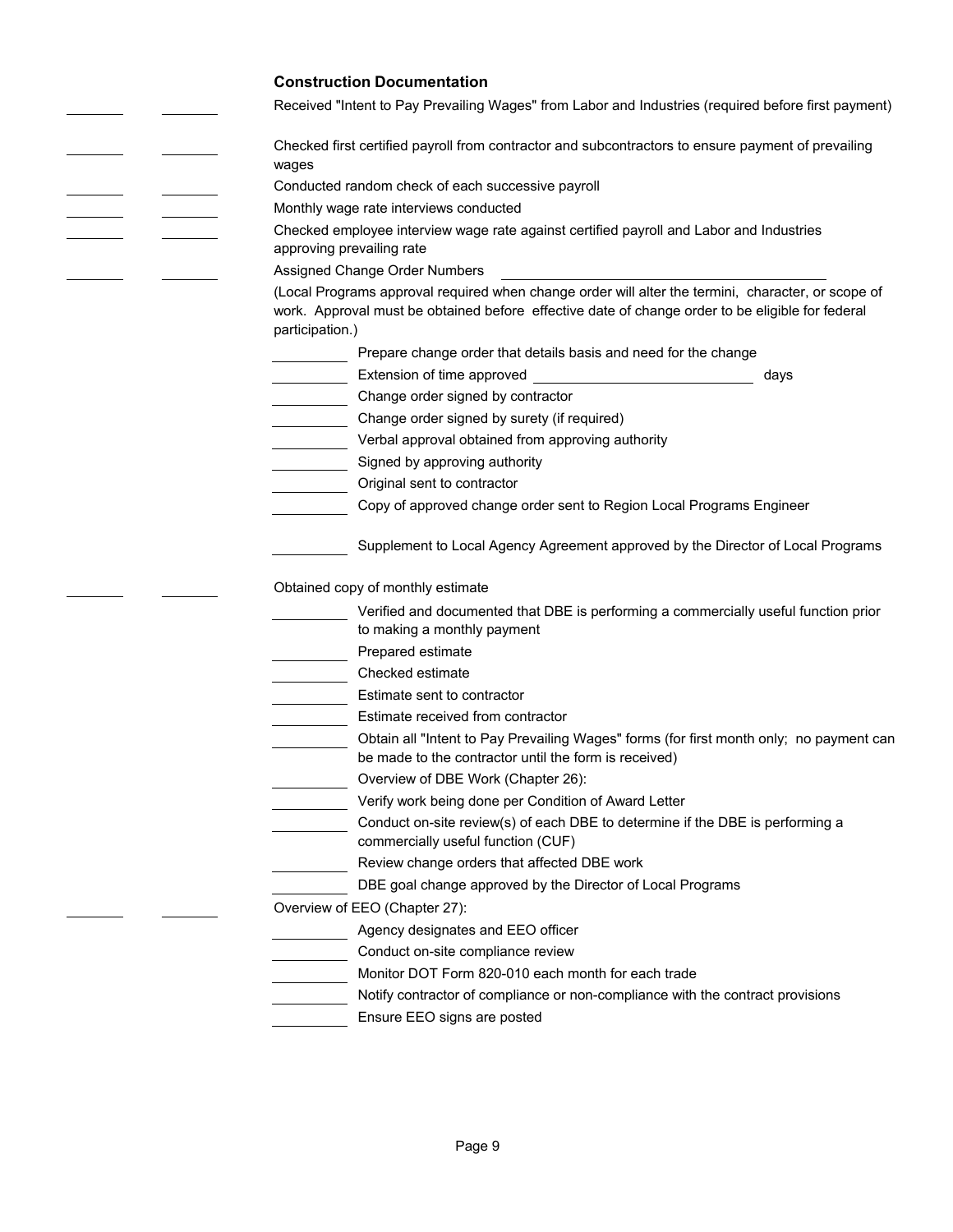### Construction Documentation

_______ _______ Received "Intent to Pay Prevailing Wages" from Labor and Industries (required before first payment)

_______ _______ Checked first certified payroll from contractor and subcontractors to ensure payment of prevailing wages

_______ _______ Conducted random check of each successive payroll

_______ _______ Monthly wage rate interviews conducted

_______ _______ Checked employee interview wage rate against certified payroll and Labor and Industries approving prevailing rate

_______ _______ Assigned Change Order Numbers _______________________

(Local Programs approval required when change order will alter the termini, character, or scope of work. Approval must be obtained before effective date of change order to be eligible for federal participation.)

- _________ Prepare change order that details basis and need for the change
- _________ Extension of time approved _______________ days
- _________ Change order signed by contractor
- _________ Change order signed by surety (if required)
- _________ Verbal approval obtained from approving authority
- _________ Signed by approving authority
- _________ Original sent to contractor
- _________ Copy of approved change order sent to Region Local Programs Engineer
- _________ Supplement to Local Agency Agreement approved by the Director of Local Programs

_______ _______ Obtained copy of monthly estimate

- _________ Verified and documented that DBE is performing a commercially useful function prior to making a monthly payment
- _________ Prepared estimate
- _________ Checked estimate
- _________ Estimate sent to contractor
- _________ Estimate received from contractor
- _________ Obtain all "Intent to Pay Prevailing Wages" forms (for first month only; no payment can be made to the contractor until the form is received)
- _________ Overview of DBE Work (Chapter 26):
- _________ Verify work being done per Condition of Award Letter
- _________ Conduct on-site review(s) of each DBE to determine if the DBE is performing a commercially useful function (CUF)
- _________ Review change orders that affected DBE work
- _________ DBE goal change approved by the Director of Local Programs

_______ _______ Overview of EEO (Chapter 27):

- _________ Agency designates and EEO officer
- _________ Conduct on-site compliance review
- _________ Monitor DOT Form 820-010 each month for each trade
- _________ Notify contractor of compliance or non-compliance with the contract provisions
- _________ Ensure EEO signs are posted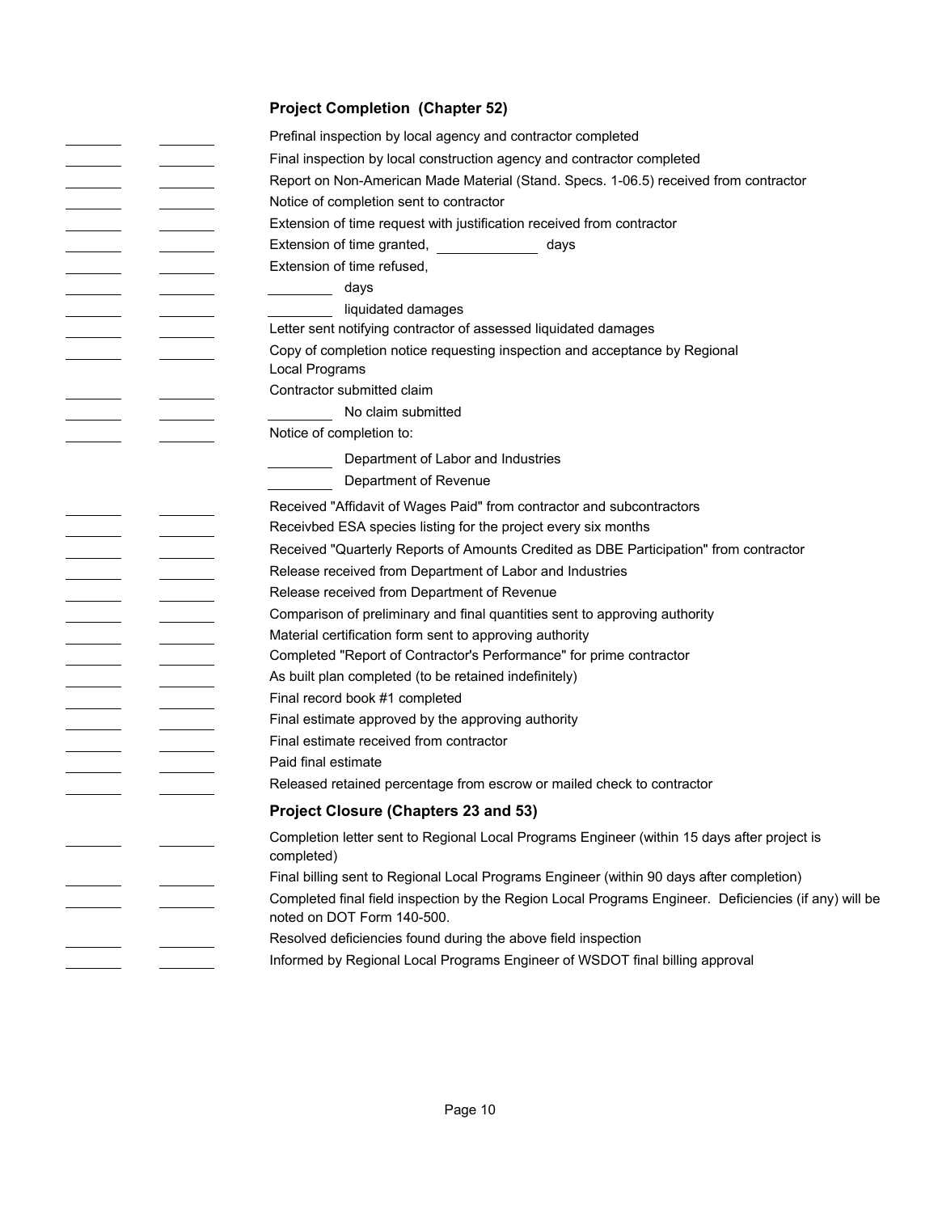### Project Completion (Chapter 52)

| | | |
|---|---|---|
| _______ | _______ | Prefinal inspection by local agency and contractor completed |
| _______ | _______ | Final inspection by local construction agency and contractor completed |
| _______ | _______ | Report on Non-American Made Material (Stand. Specs. 1-06.5) received from contractor |
| _______ | _______ | Notice of completion sent to contractor |
| _______ | _______ | Extension of time request with justification received from contractor |
| _______ | _______ | Extension of time granted, ____________ days |
| _______ | _______ | Extension of time refused, |
| _______ | _______ | ________ days |
| _______ | _______ | ________ liquidated damages |
| _______ | _______ | Letter sent notifying contractor of assessed liquidated damages |
| _______ | _______ | Copy of completion notice requesting inspection and acceptance by Regional Local Programs |
| _______ | _______ | Contractor submitted claim |
| _______ | _______ | ________ No claim submitted |
| _______ | _______ | Notice of completion to: |
| | | ________ Department of Labor and Industries |
| | | ________ Department of Revenue |
| _______ | _______ | Received "Affidavit of Wages Paid" from contractor and subcontractors |
| _______ | _______ | Receivbed ESA species listing for the project every six months |
| _______ | _______ | Received "Quarterly Reports of Amounts Credited as DBE Participation" from contractor |
| _______ | _______ | Release received from Department of Labor and Industries |
| _______ | _______ | Release received from Department of Revenue |
| _______ | _______ | Comparison of preliminary and final quantities sent to approving authority |
| _______ | _______ | Material certification form sent to approving authority |
| _______ | _______ | Completed "Report of Contractor's Performance" for prime contractor |
| _______ | _______ | As built plan completed (to be retained indefinitely) |
| _______ | _______ | Final record book #1 completed |
| _______ | _______ | Final estimate approved by the approving authority |
| _______ | _______ | Final estimate received from contractor |
| _______ | _______ | Paid final estimate |
| _______ | _______ | Released retained percentage from escrow or mailed check to contractor |

### Project Closure (Chapters 23 and 53)

| | | |
|---|---|---|
| _______ | _______ | Completion letter sent to Regional Local Programs Engineer (within 15 days after project is completed) |
| _______ | _______ | Final billing sent to Regional Local Programs Engineer (within 90 days after completion) |
| _______ | _______ | Completed final field inspection by the Region Local Programs Engineer. Deficiencies (if any) will be noted on DOT Form 140-500. |
| _______ | _______ | Resolved deficiencies found during the above field inspection |
| _______ | _______ | Informed by Regional Local Programs Engineer of WSDOT final billing approval |